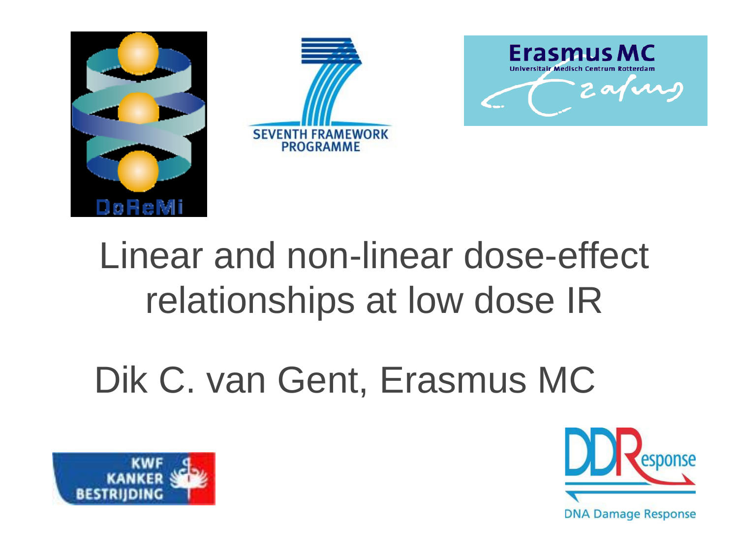# Linear and non-linear dose-effect relationships at low dose IR

Dik C. van Gent, Erasmus MC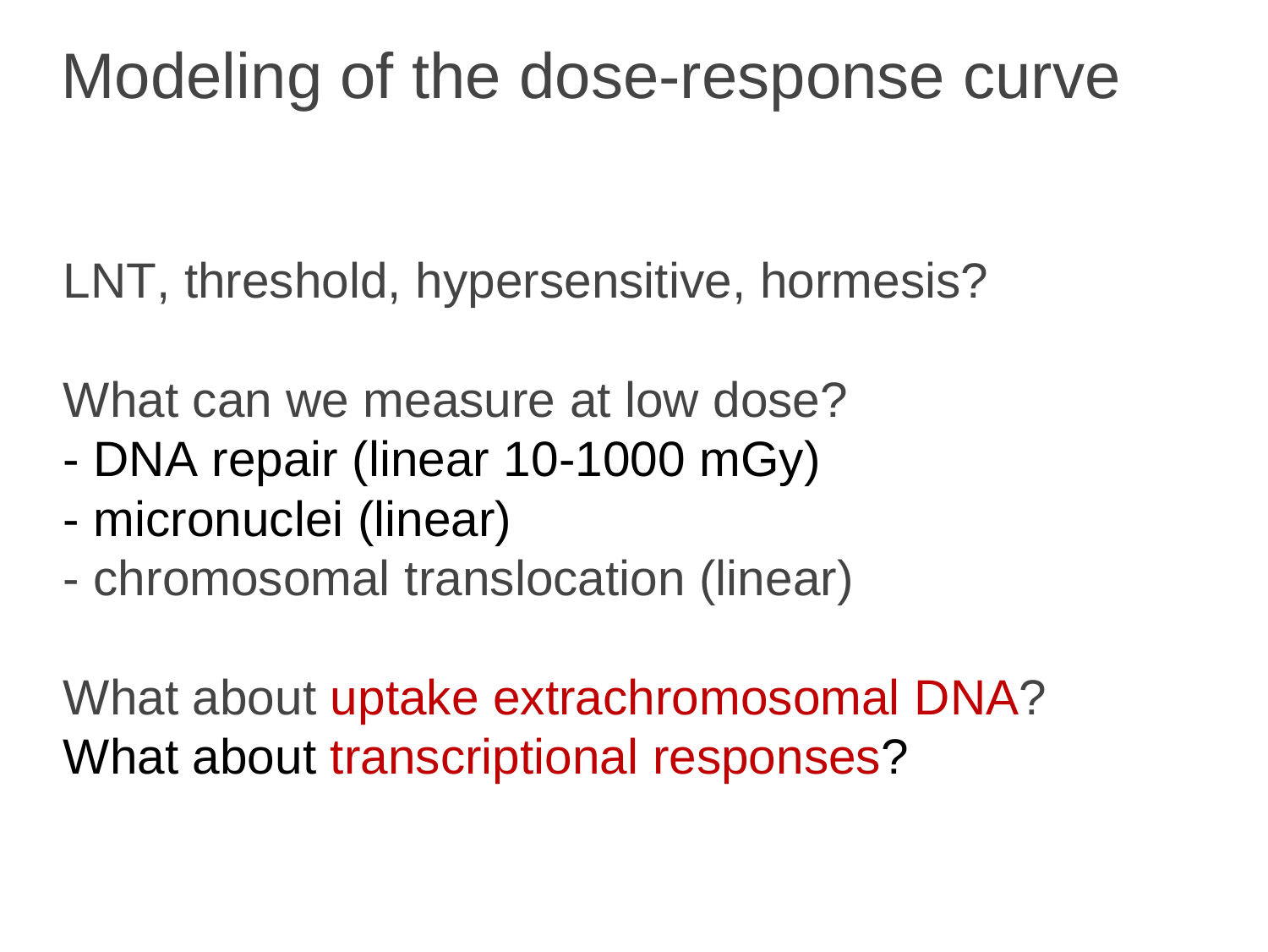# Modeling of the dose-response curve

LNT, threshold, hypersensitive, hormesis?

What can we measure at low dose?

- DNA repair (linear 10-1000 mGy)
- micronuclei (linear)
- chromosomal translocation (linear)

What about uptake extrachromosomal DNA?

What about transcriptional responses?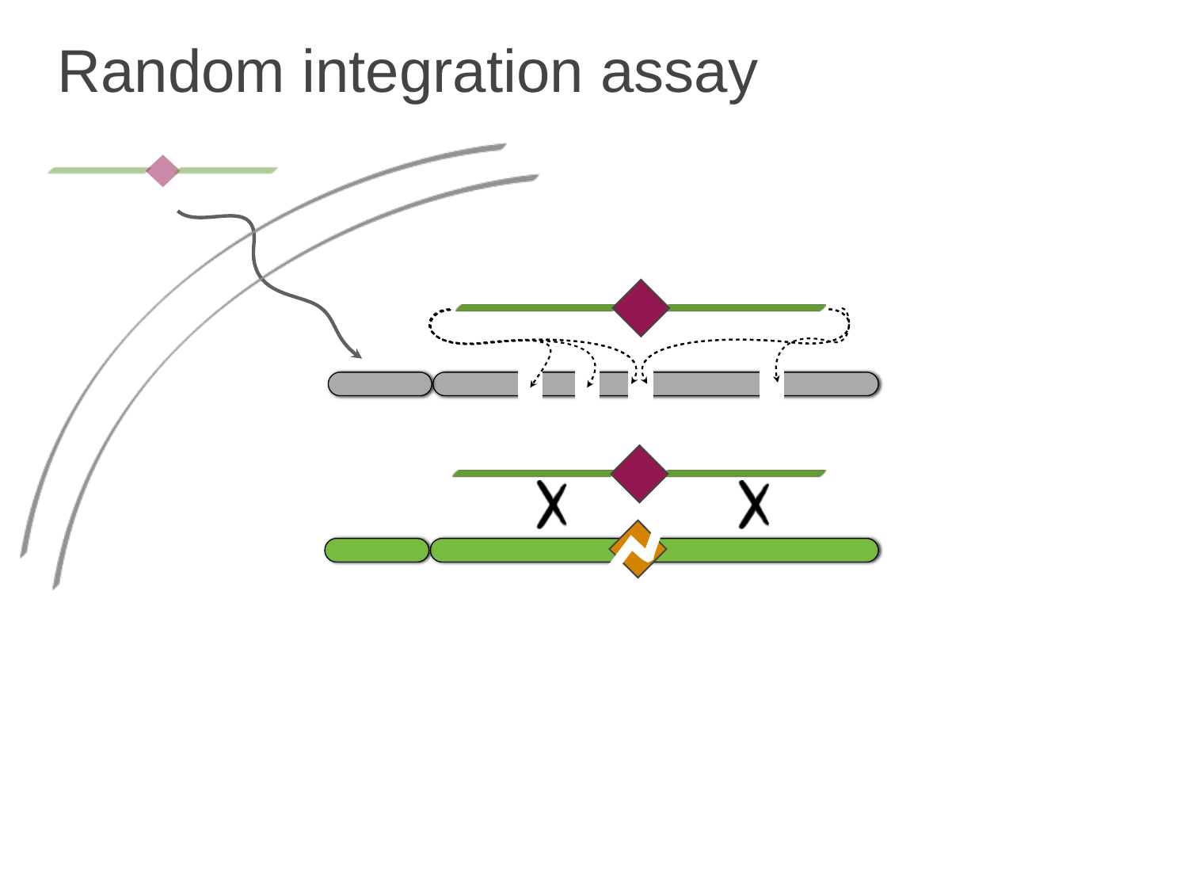# Random integration assay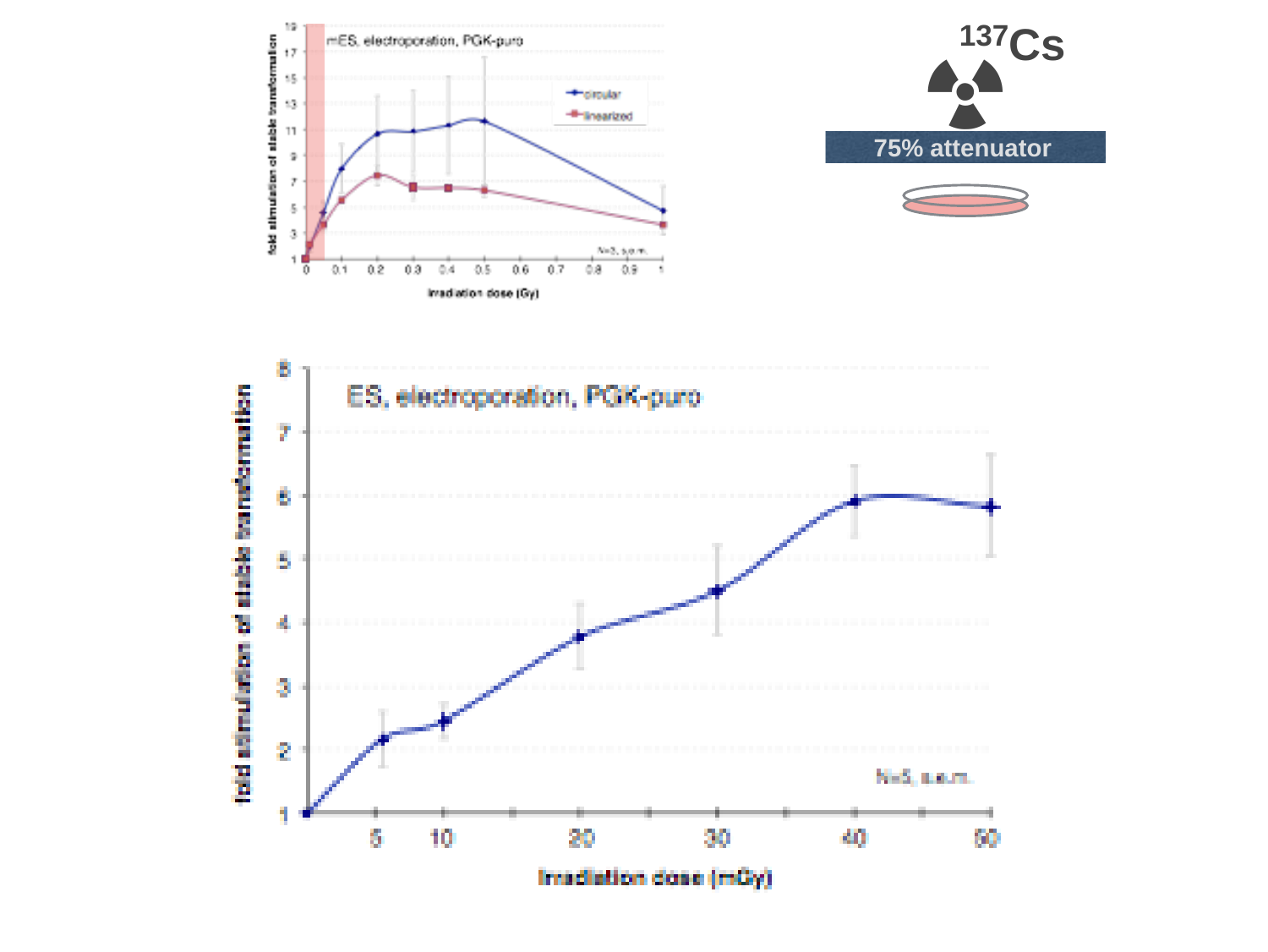$^{137}Cs$

75% attenuator

mES, electroporation, PGK-puro

fold stimulation of stable transformation

circular

linearized

N=3, s.e.m.

Irradiation dose (Gy)

ES, electroporation, PGK-puro

fold stimulation of stable transformation

N=5, s.e.m.

Irradiation dose (mGy)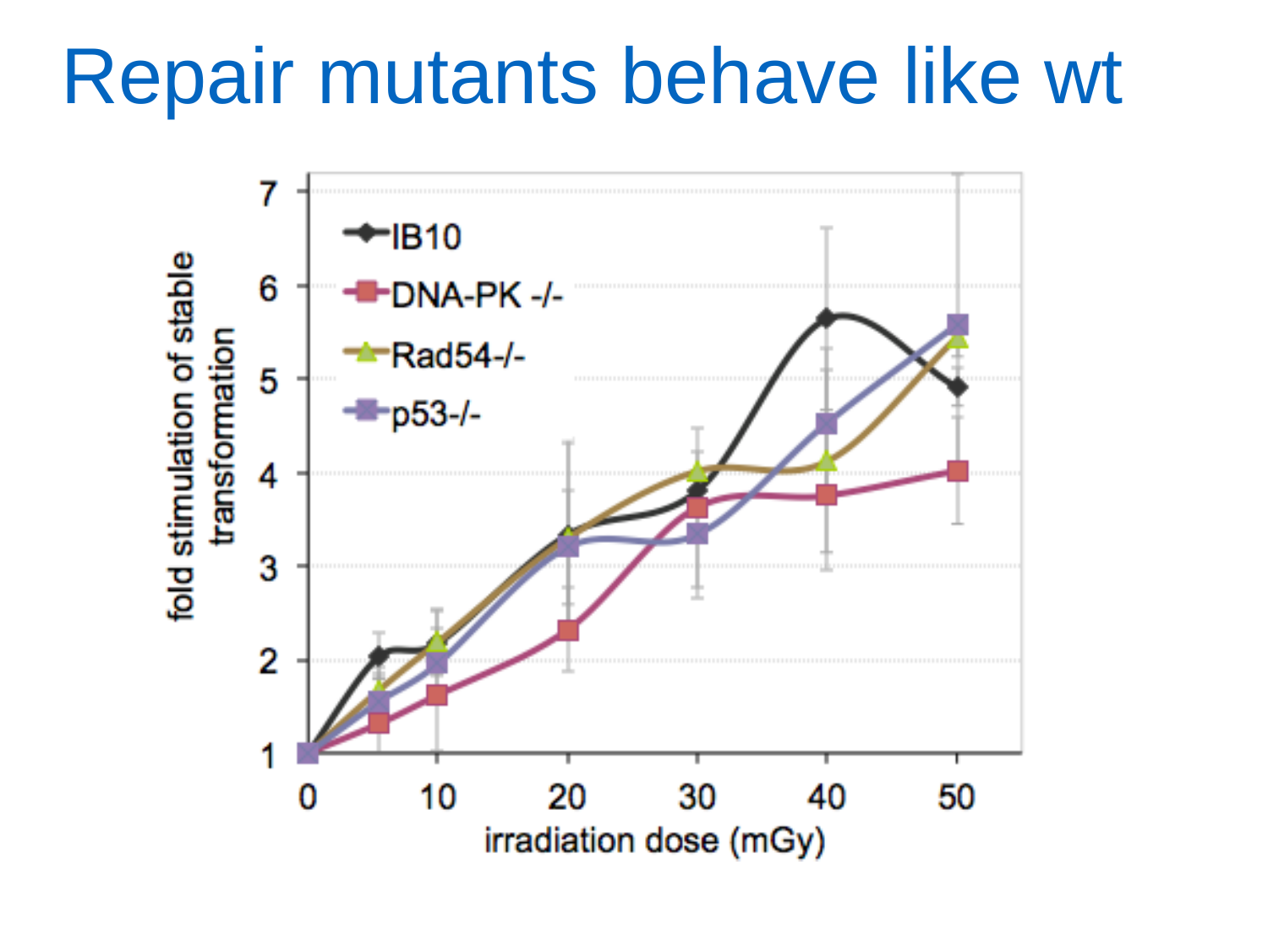# Repair mutants behave like wt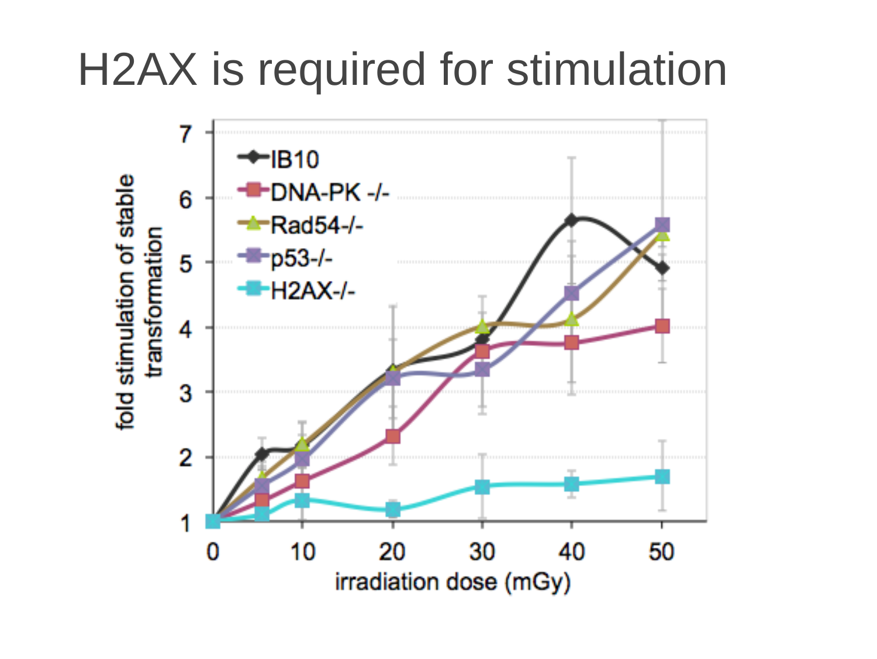# H2AX is required for stimulation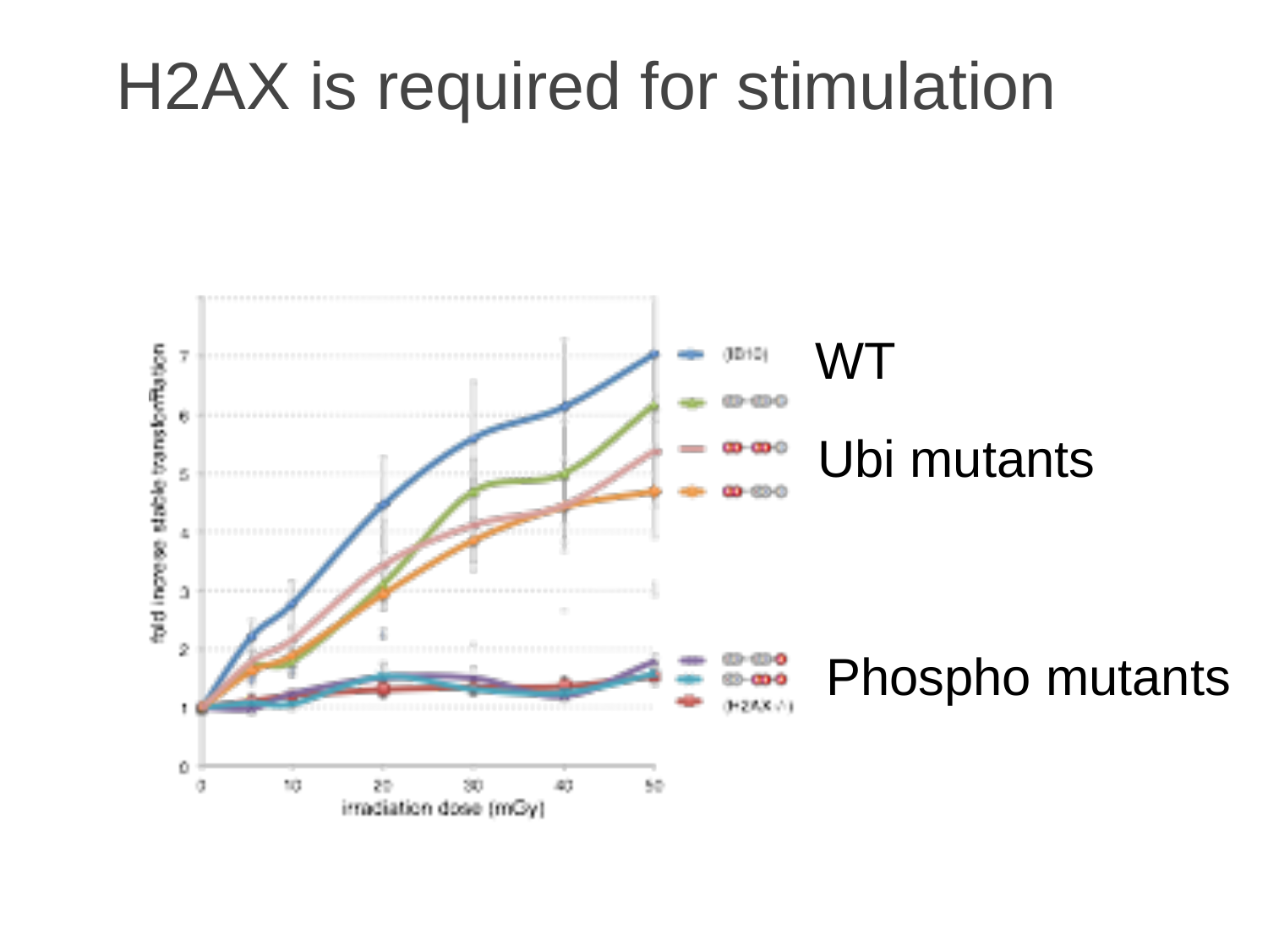# H2AX is required for stimulation

WT

Ubi mutants

Phospho mutants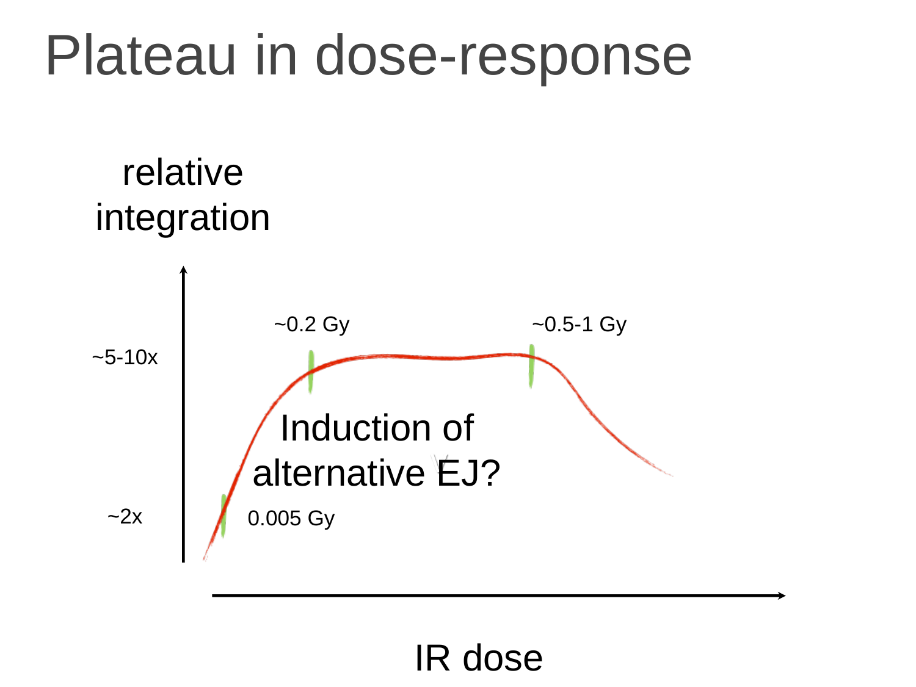# Plateau in dose-response

relative integration

~5-10x

~2x

~0.2 Gy

~0.5-1 Gy

0.005 Gy

Induction of alternative EJ?

IR dose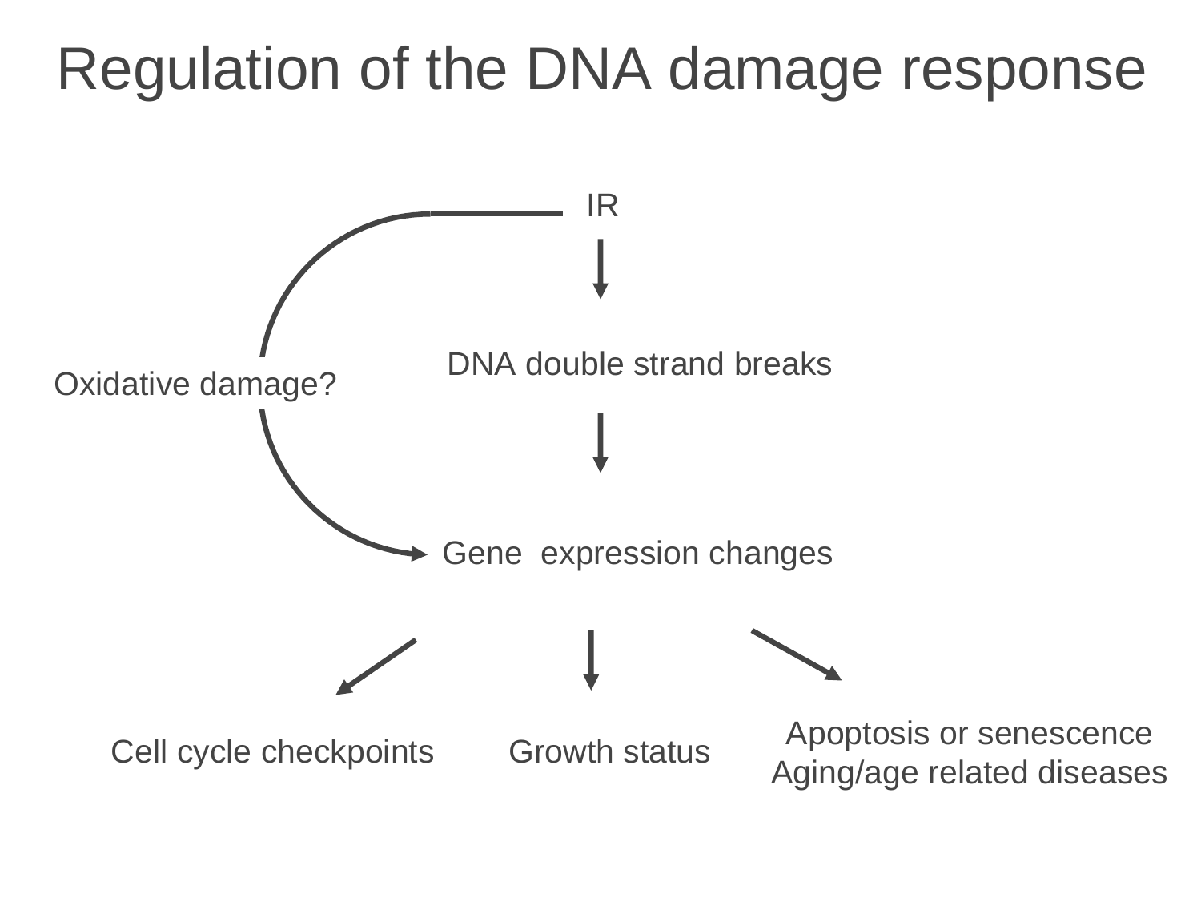# Regulation of the DNA damage response

IR

DNA double strand breaks

Oxidative damage?

Gene expression changes

Cell cycle checkpoints

Growth status

Apoptosis or senescence
Aging/age related diseases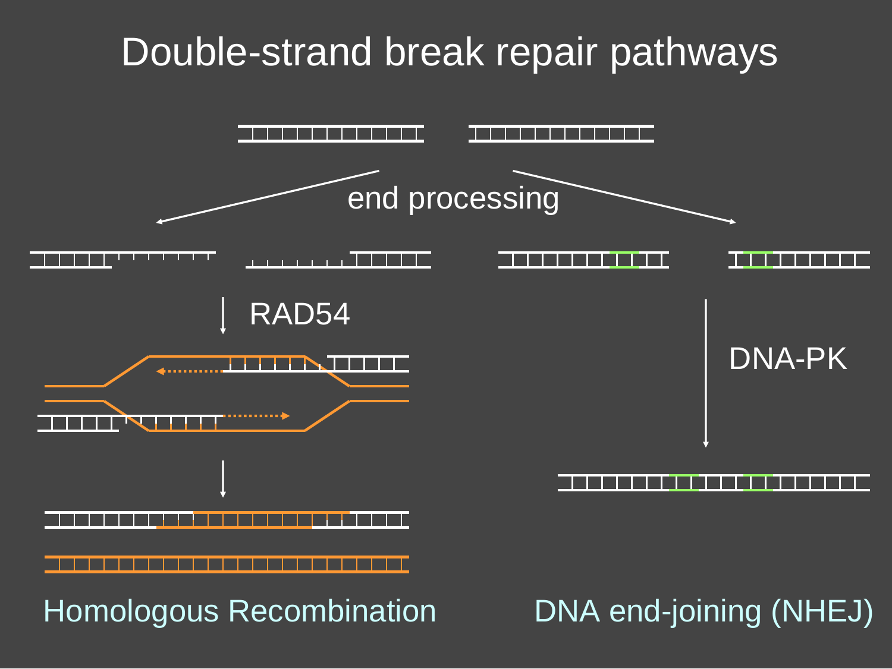# Double-strand break repair pathways

end processing

RAD54

DNA-PK

Homologous Recombination

DNA end-joining (NHEJ)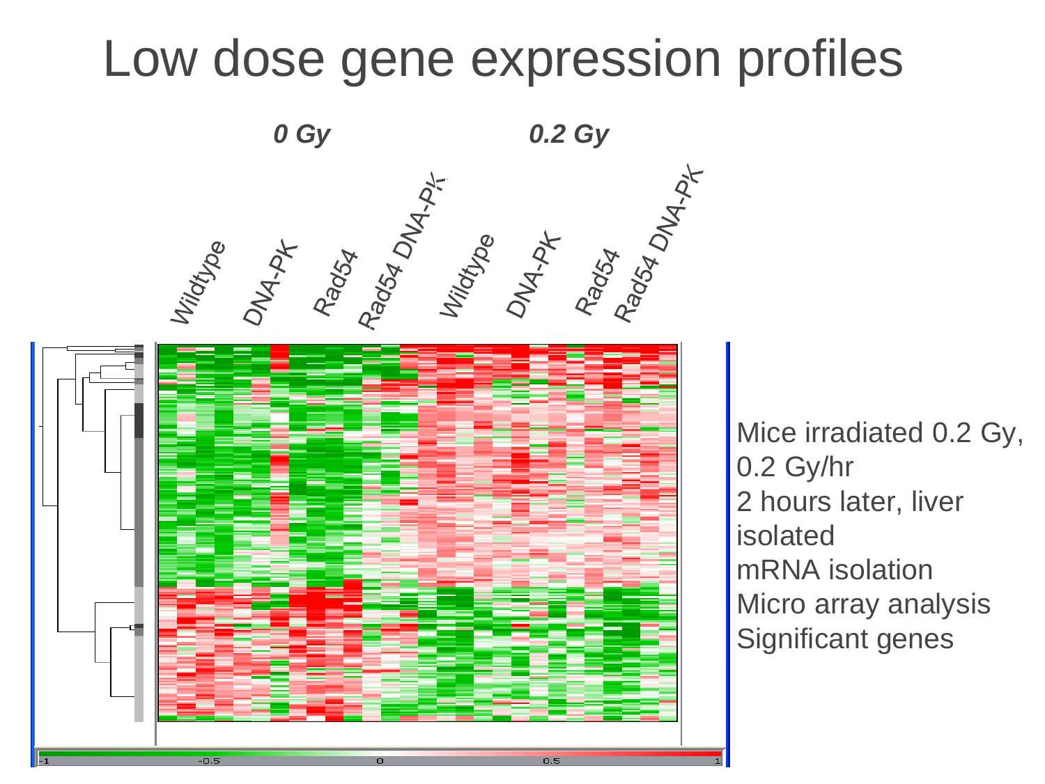# Low dose gene expression profiles

*0 Gy* — Wildtype, DNA-PK, Rad54, Rad54 DNA-PK

*0.2 Gy* — Wildtype, DNA-PK, Rad54, Rad54 DNA-PK

-1 -0.5 0 0.5 1

Mice irradiated 0.2 Gy, 0.2 Gy/hr
2 hours later, liver isolated
mRNA isolation
Micro array analysis
Significant genes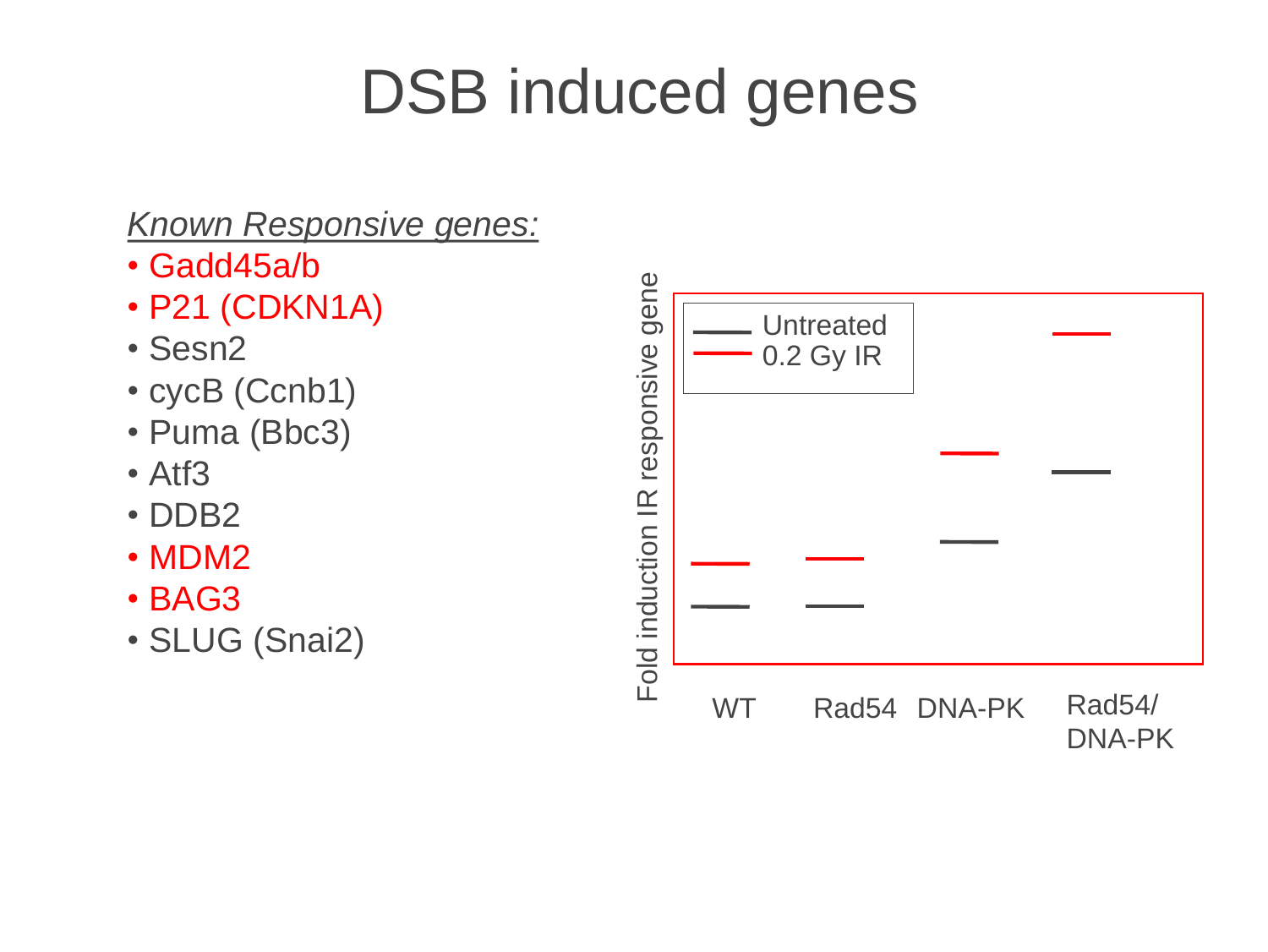# DSB induced genes

*Known Responsive genes:*

- Gadd45a/b
- P21 (CDKN1A)
- Sesn2
- cycB (Ccnb1)
- Puma (Bbc3)
- Atf3
- DDB2
- MDM2
- BAG3
- SLUG (Snai2)

Fold induction IR responsive gene

Untreated
0.2 Gy IR

WT | Rad54 | DNA-PK | Rad54/DNA-PK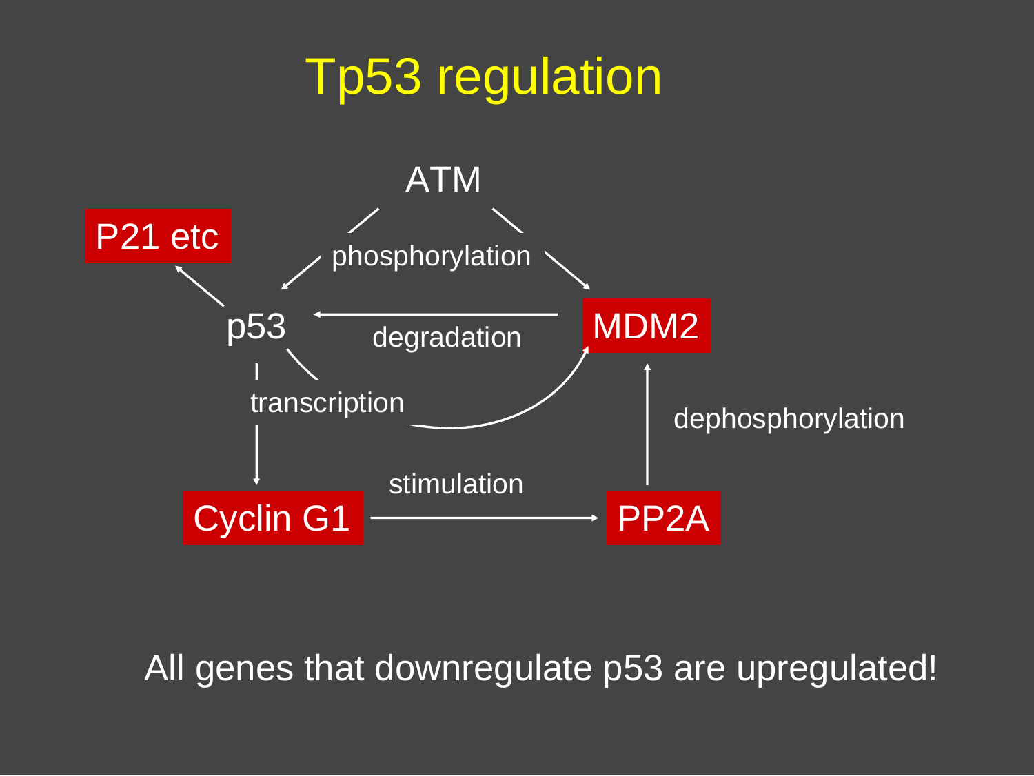# Tp53 regulation

ATM

P21 etc

phosphorylation

p53

degradation

MDM2

transcription

dephosphorylation

stimulation

Cyclin G1

PP2A

All genes that downregulate p53 are upregulated!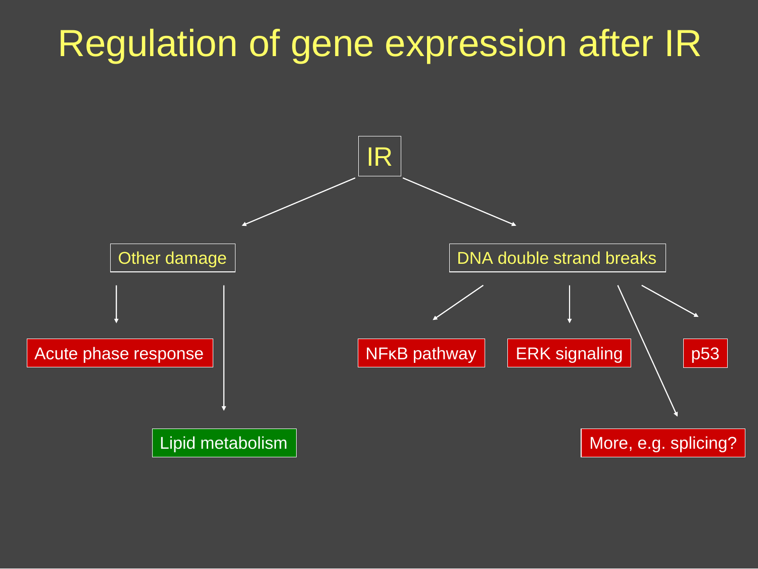# Regulation of gene expression after IR

- IR
  - Other damage
    - Acute phase response
    - Lipid metabolism
  - DNA double strand breaks
    - NFκB pathway
    - ERK signaling
    - More, e.g. splicing?
    - p53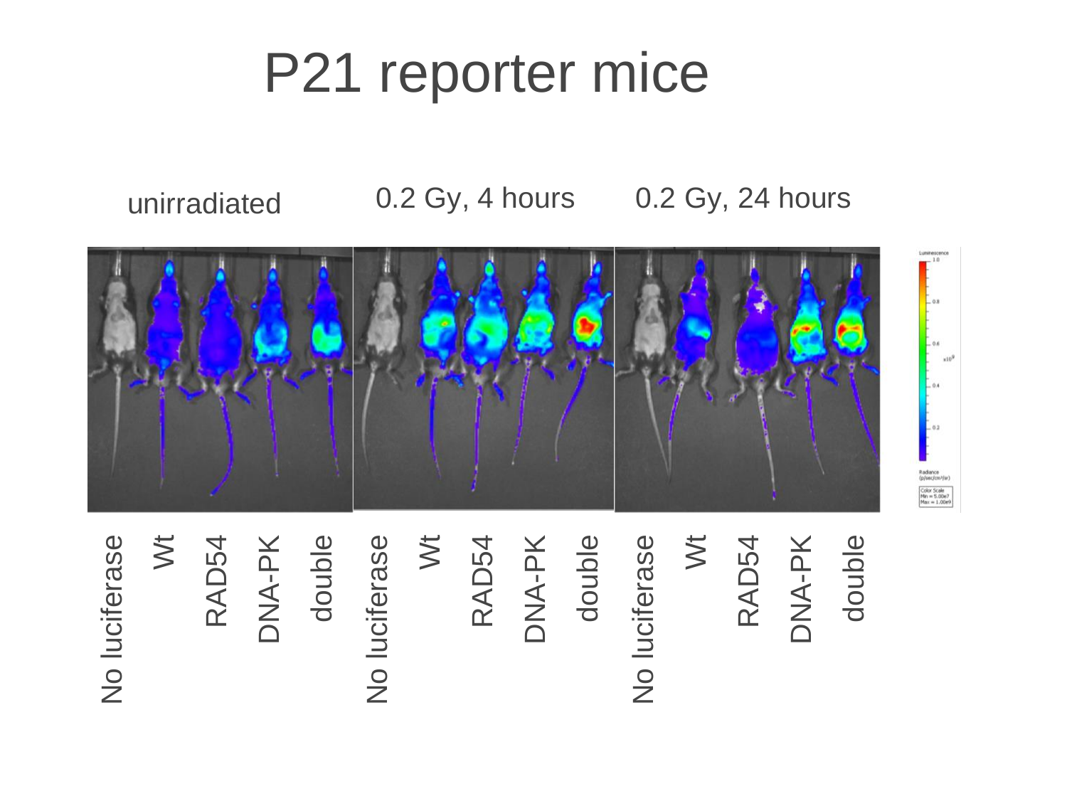# P21 reporter mice

unirradiated | 0.2 Gy, 4 hours | 0.2 Gy, 24 hours

No luciferase, Wt, RAD54, DNA-PK, double | No luciferase, Wt, RAD54, DNA-PK, double | No luciferase, Wt, RAD54, DNA-PK, double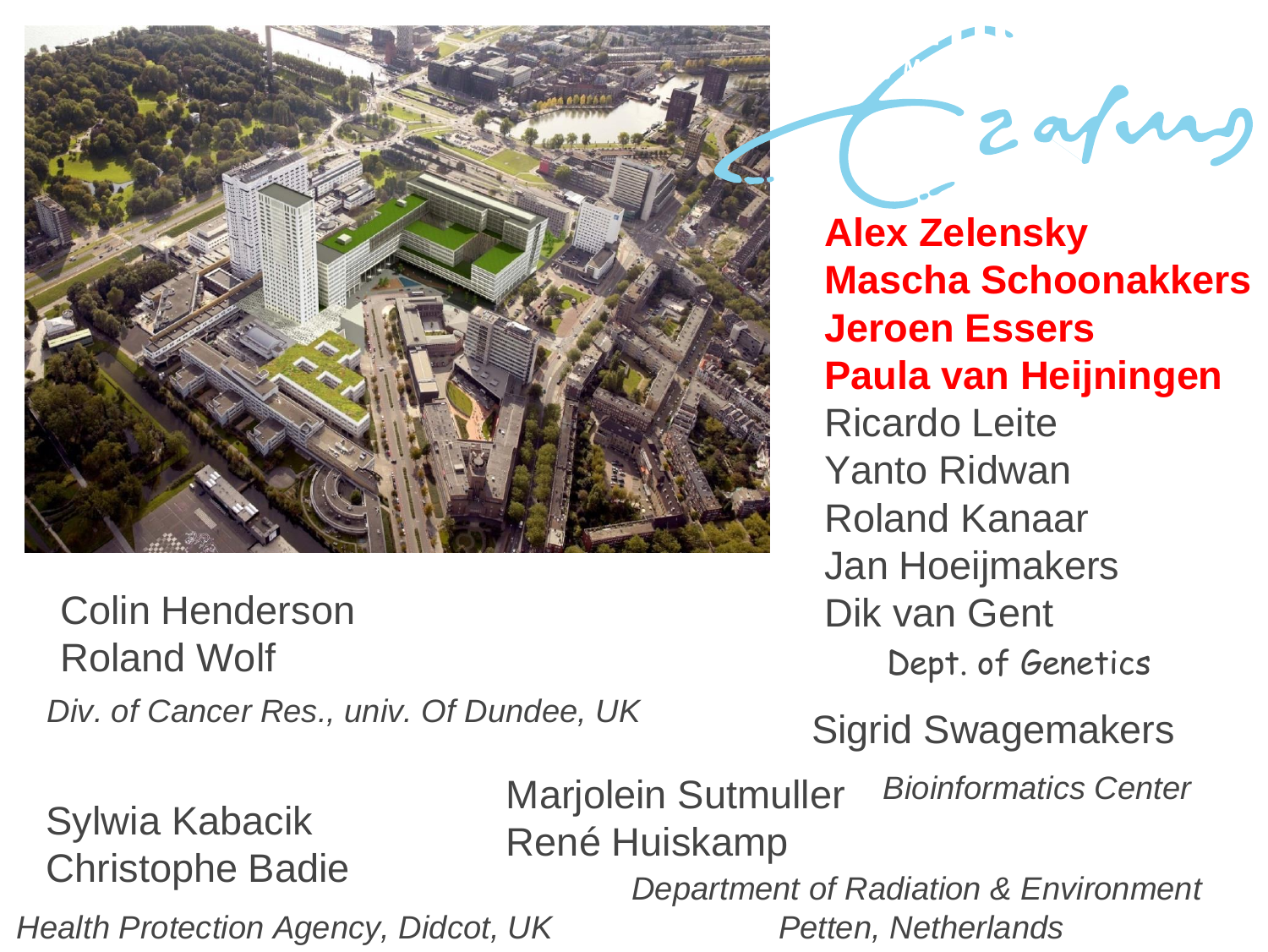**Alex Zelensky**
**Mascha Schoonakkers**
**Jeroen Essers**
**Paula van Heijningen**
Ricardo Leite
Yanto Ridwan
Roland Kanaar
Jan Hoeijmakers
Dik van Gent

Dept. of Genetics

Colin Henderson
Roland Wolf

*Div. of Cancer Res., univ. Of Dundee, UK*

Sigrid Swagemakers

*Bioinformatics Center*

Sylwia Kabacik
Christophe Badie

*Health Protection Agency, Didcot, UK*

Marjolein Sutmuller
René Huiskamp

*Department of Radiation & Environment*
*Petten, Netherlands*